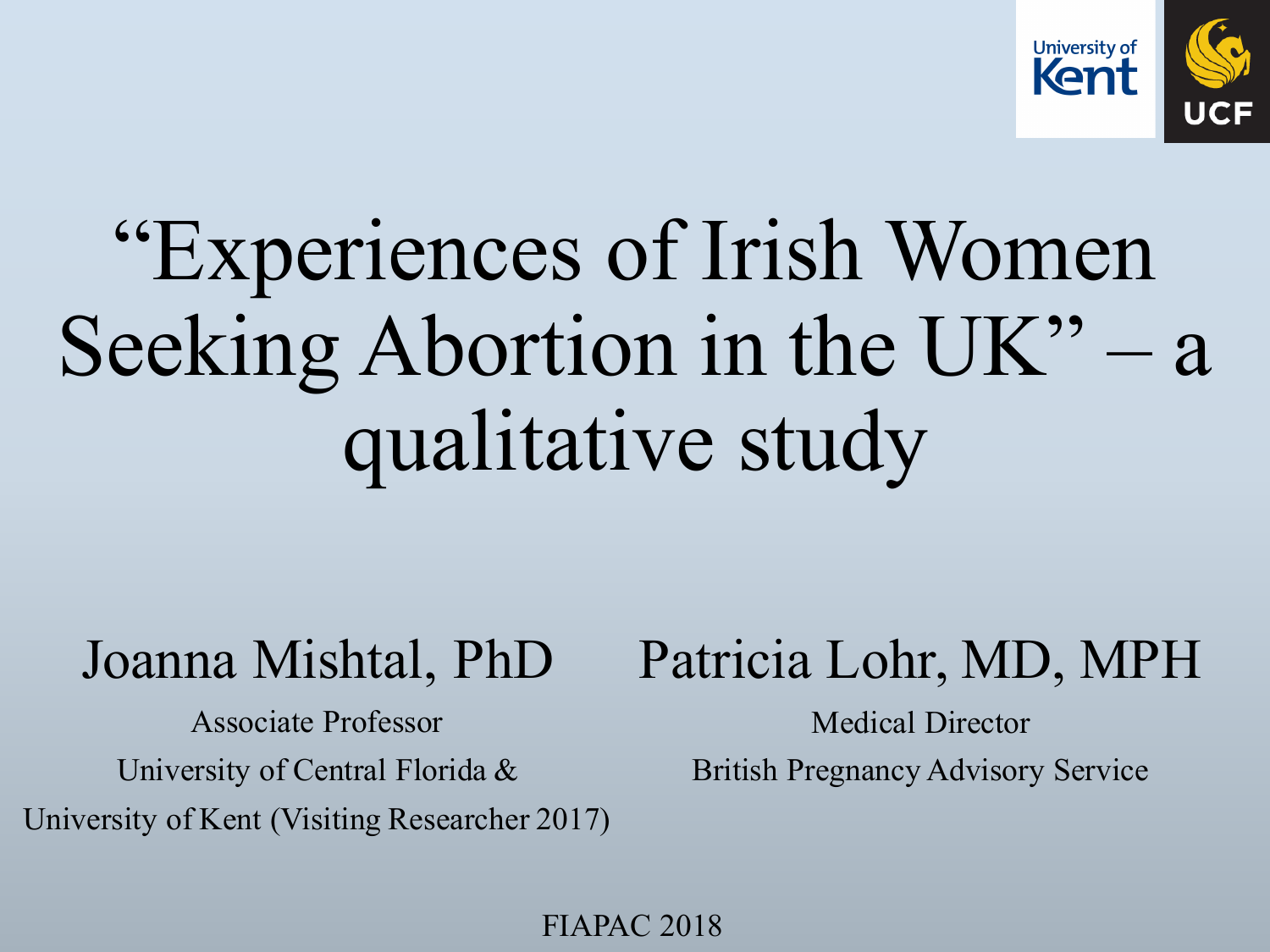# "Experiences of Irish Women Seeking Abortion in the UK" – a qualitative study

**Joanna Mishtal, PhD**

Associate Professor

University of Central Florida &

University of Kent (Visiting Researcher 2017)

**Patricia Lohr, MD, MPH**

Medical Director

British Pregnancy Advisory Service

FIAPAC 2018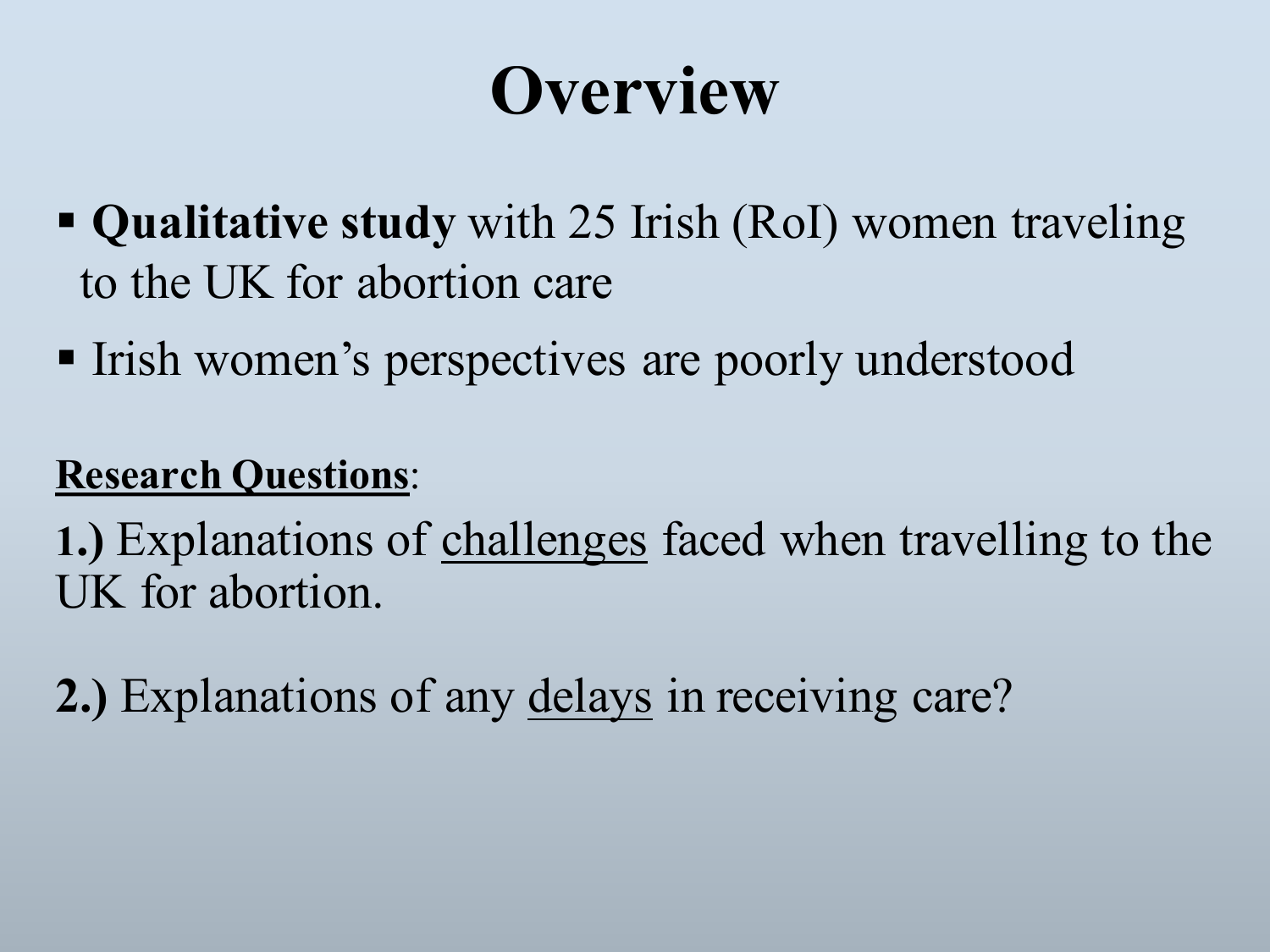# Overview

- **Qualitative study** with 25 Irish (RoI) women traveling to the UK for abortion care
- Irish women's perspectives are poorly understood

**Research Questions**:

**1.)** Explanations of challenges faced when travelling to the UK for abortion.

**2.)** Explanations of any delays in receiving care?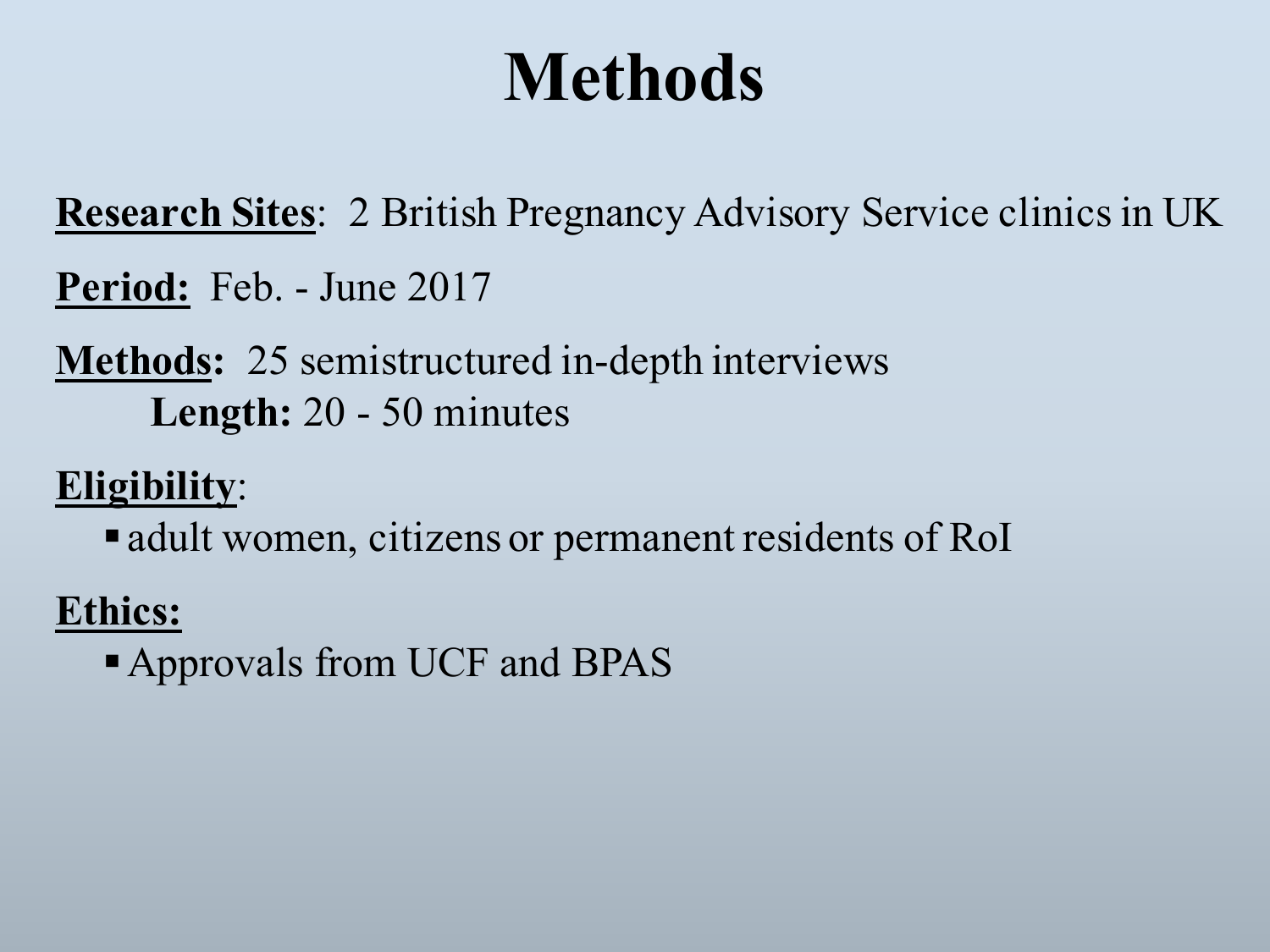# Methods

**Research Sites**: 2 British Pregnancy Advisory Service clinics in UK

**Period:** Feb. - June 2017

**Methods:** 25 semistructured in-depth interviews

**Length:** 20 - 50 minutes

**Eligibility**:

- adult women, citizens or permanent residents of RoI

**Ethics:**

- Approvals from UCF and BPAS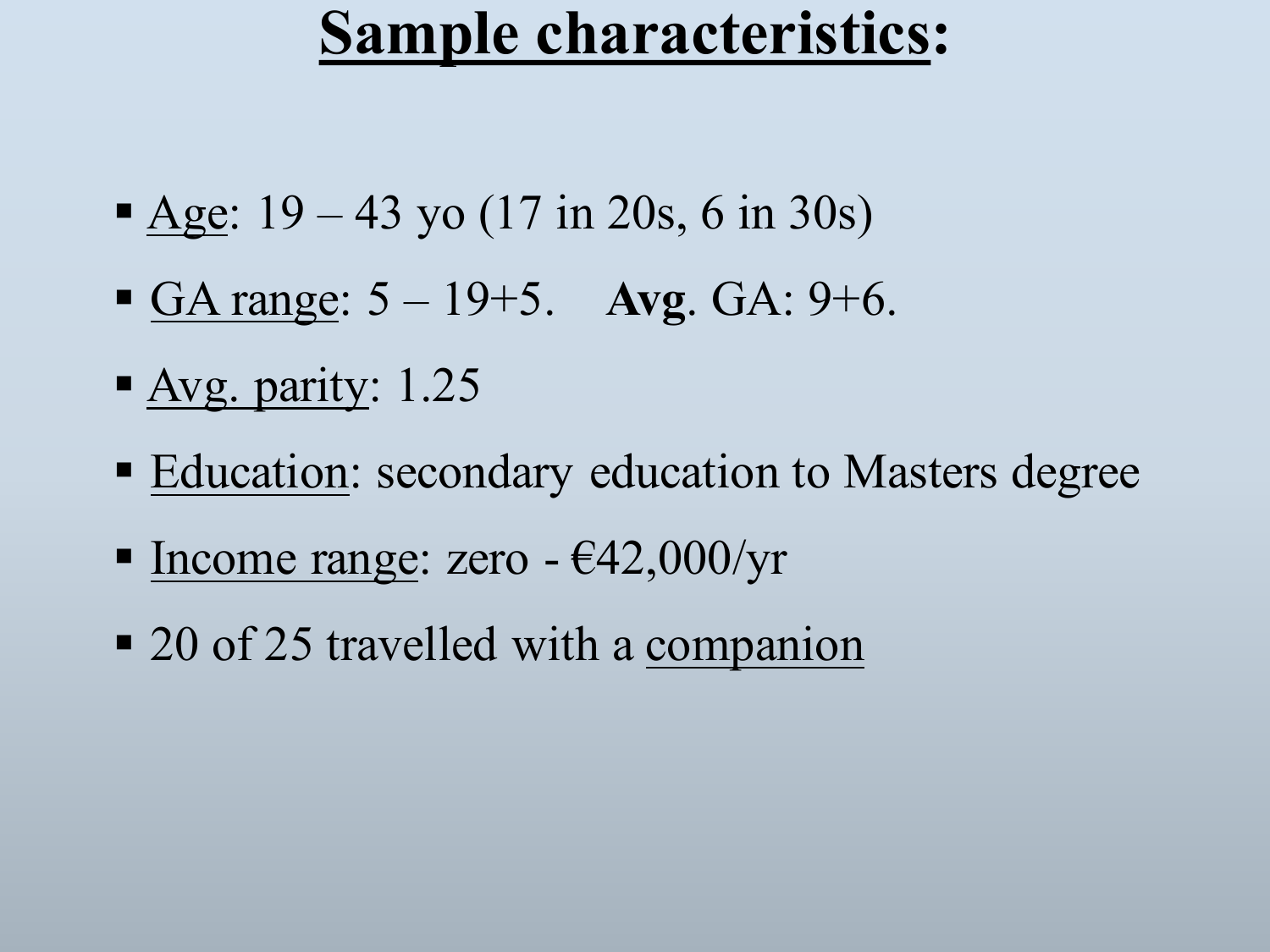# Sample characteristics:

- Age: 19 – 43 yo (17 in 20s, 6 in 30s)
- GA range: 5 – 19+5. **Avg**. GA: 9+6.
- Avg. parity: 1.25
- Education: secondary education to Masters degree
- Income range: zero - €42,000/yr
- 20 of 25 travelled with a companion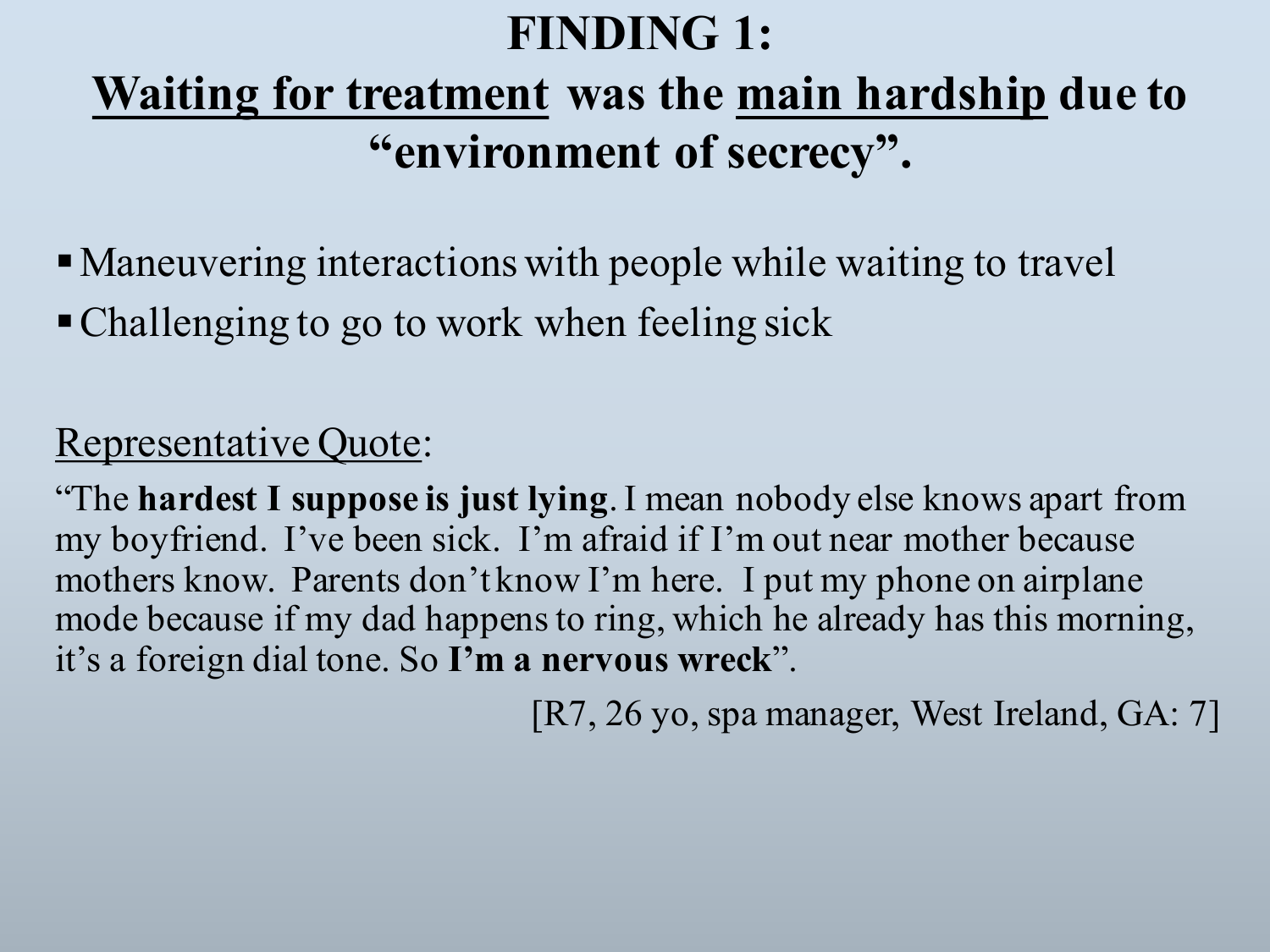# FINDING 1:

## Waiting for treatment was the main hardship due to "environment of secrecy".

- Maneuvering interactions with people while waiting to travel
- Challenging to go to work when feeling sick

Representative Quote:

"The **hardest I suppose is just lying**. I mean nobody else knows apart from my boyfriend. I've been sick. I'm afraid if I'm out near mother because mothers know. Parents don't know I'm here. I put my phone on airplane mode because if my dad happens to ring, which he already has this morning, it's a foreign dial tone. So **I'm a nervous wreck**".

[R7, 26 yo, spa manager, West Ireland, GA: 7]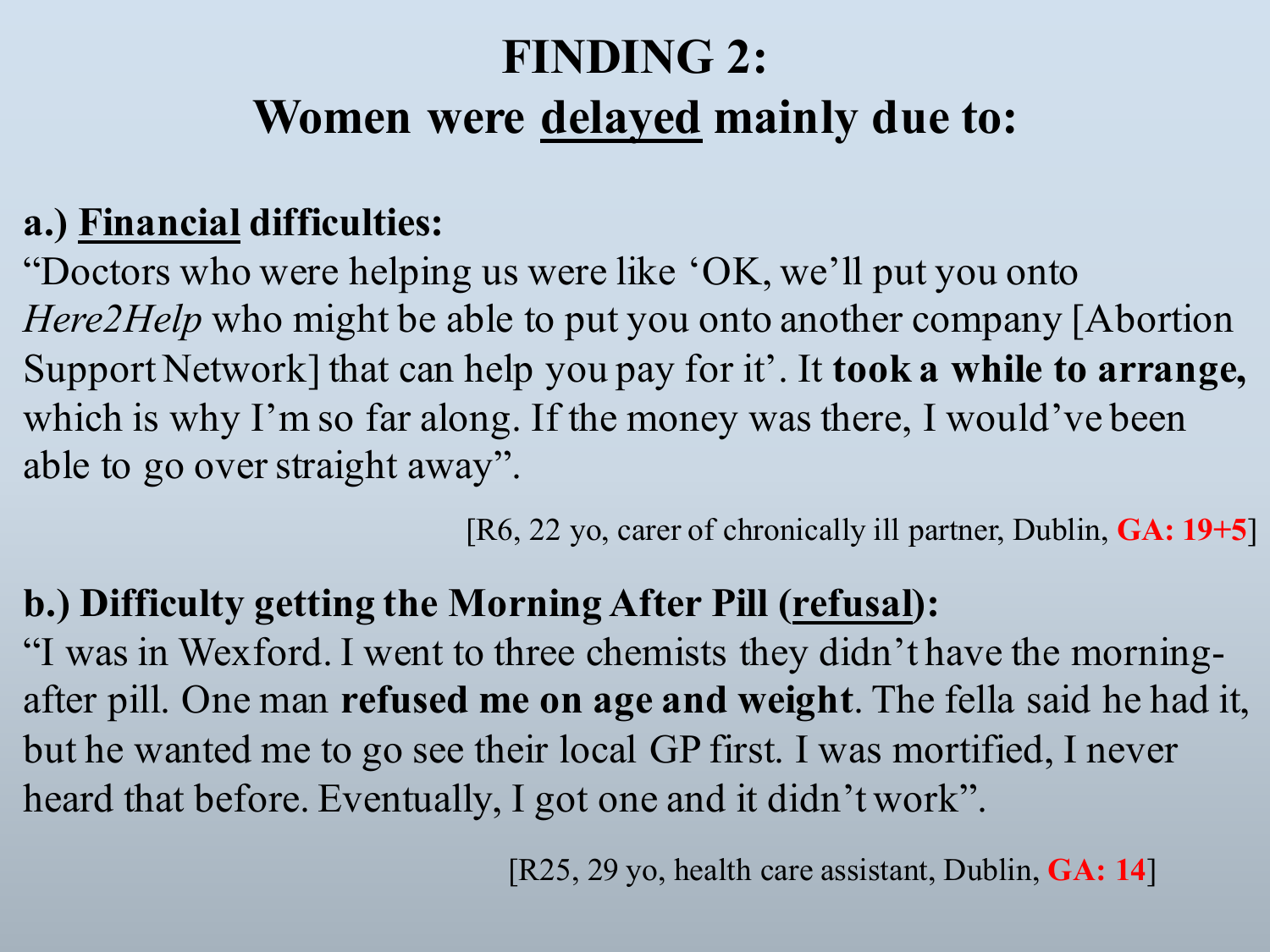# FINDING 2:
# Women were <u>delayed</u> mainly due to:

**a.) <u>Financial</u> difficulties:**

"Doctors who were helping us were like 'OK, we'll put you onto *Here2Help* who might be able to put you onto another company [Abortion Support Network] that can help you pay for it'. It **took a while to arrange,** which is why I'm so far along. If the money was there, I would've been able to go over straight away".

[R6, 22 yo, carer of chronically ill partner, Dublin, **GA: 19+5**]

**b.) Difficulty getting the Morning After Pill (<u>refusal</u>):**

"I was in Wexford. I went to three chemists they didn't have the morning-after pill. One man **refused me on age and weight**. The fella said he had it, but he wanted me to go see their local GP first. I was mortified, I never heard that before. Eventually, I got one and it didn't work".

[R25, 29 yo, health care assistant, Dublin, **GA: 14**]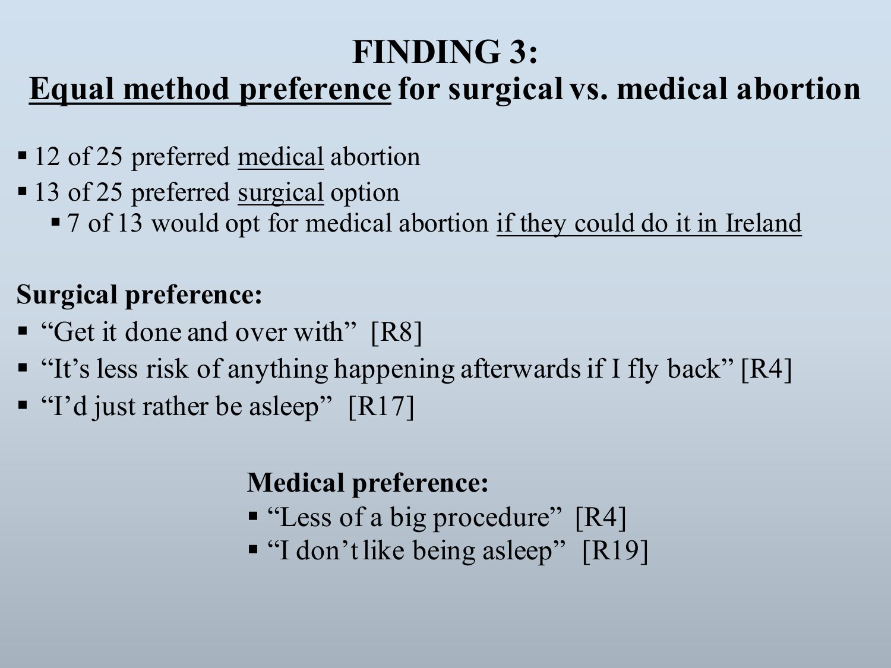# FINDING 3:
## <u>Equal method preference</u> for surgical vs. medical abortion

- 12 of 25 preferred <u>medical</u> abortion
- 13 of 25 preferred <u>surgical</u> option
  - 7 of 13 would opt for medical abortion <u>if they could do it in Ireland</u>

**Surgical preference:**

- "Get it done and over with" [R8]
- "It's less risk of anything happening afterwards if I fly back" [R4]
- "I'd just rather be asleep" [R17]

**Medical preference:**

- "Less of a big procedure" [R4]
- "I don't like being asleep" [R19]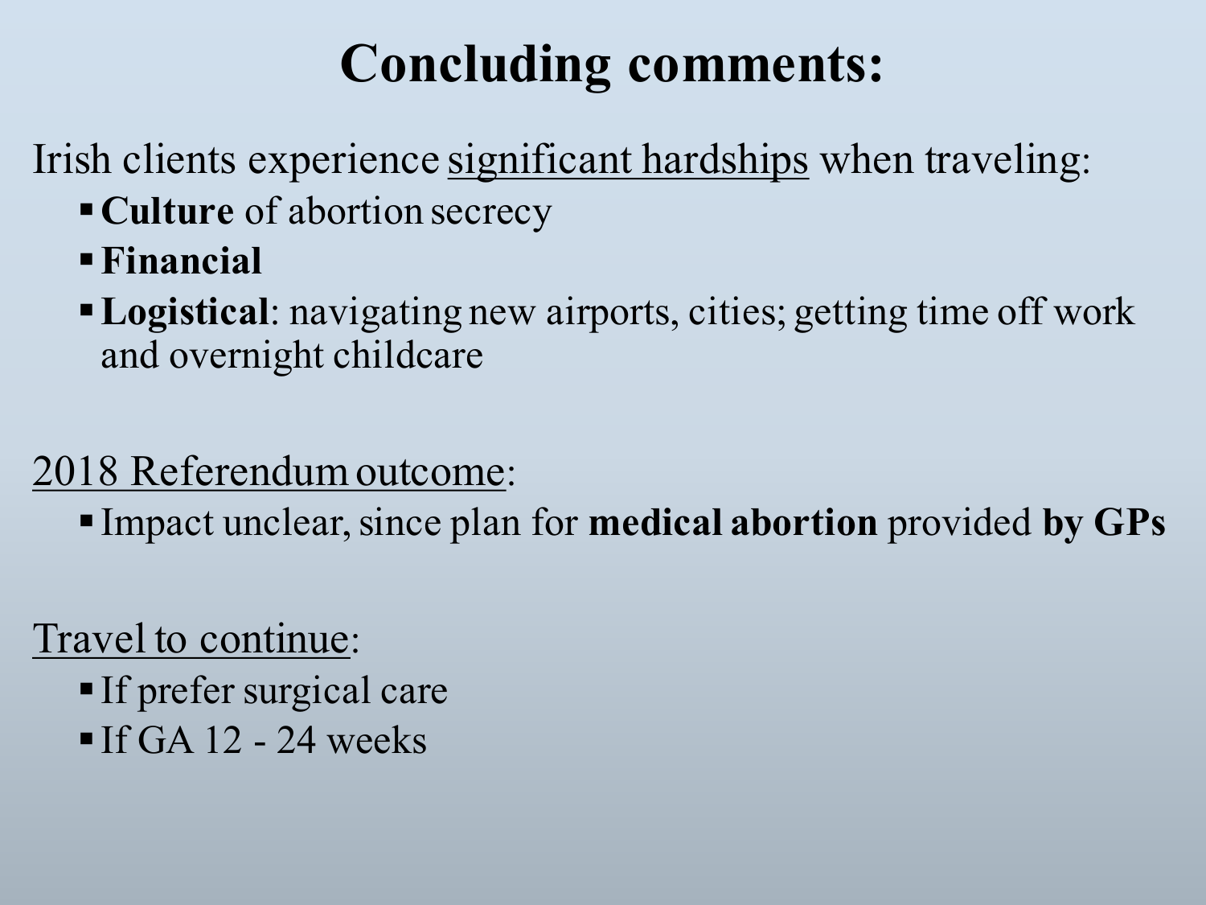# Concluding comments:

Irish clients experience <u>significant hardships</u> when traveling:

- **Culture** of abortion secrecy
- **Financial**
- **Logistical**: navigating new airports, cities; getting time off work and overnight childcare

<u>2018 Referendum outcome</u>:

- Impact unclear, since plan for **medical abortion** provided **by GPs**

<u>Travel to continue</u>:

- If prefer surgical care
- If GA 12 - 24 weeks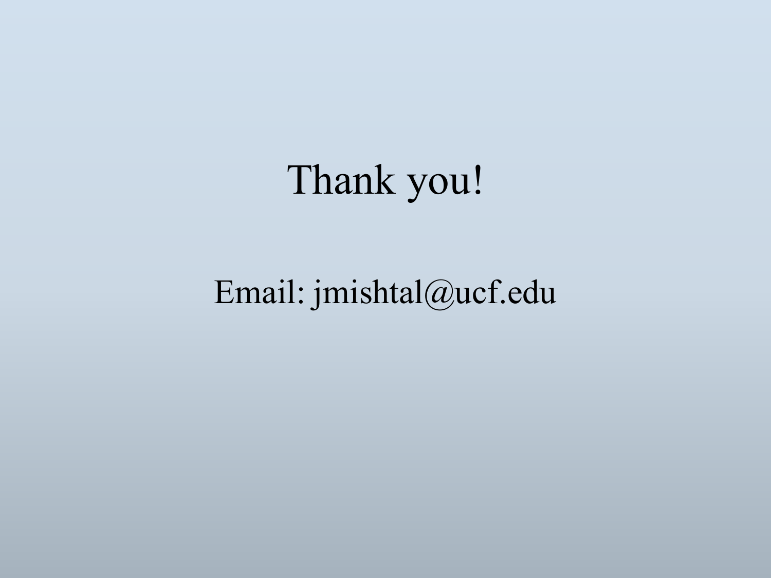Thank you!

Email: jmishtal@ucf.edu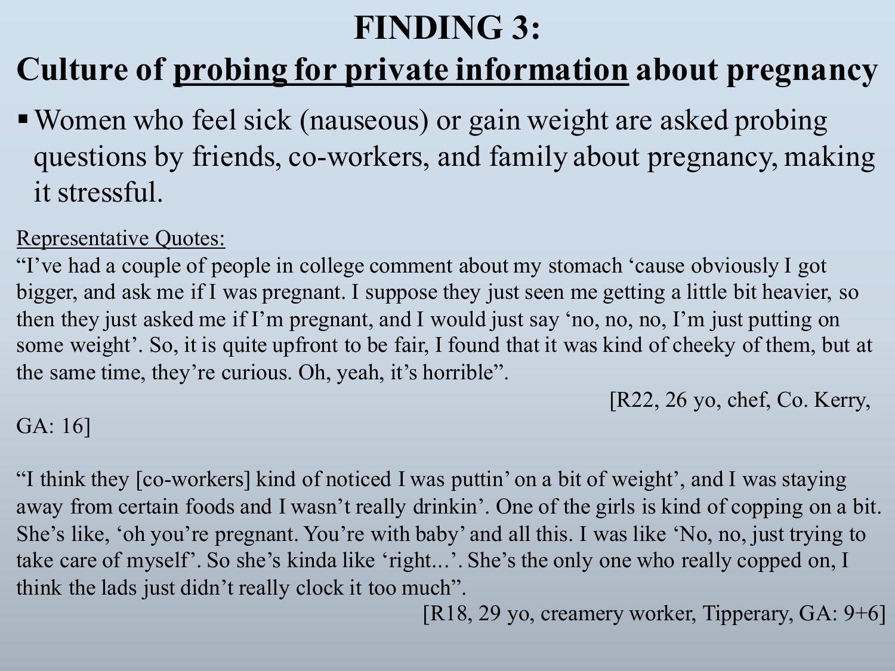# FINDING 3:

## Culture of probing for private information about pregnancy

- Women who feel sick (nauseous) or gain weight are asked probing questions by friends, co-workers, and family about pregnancy, making it stressful.

Representative Quotes:

"I've had a couple of people in college comment about my stomach 'cause obviously I got bigger, and ask me if I was pregnant. I suppose they just seen me getting a little bit heavier, so then they just asked me if I'm pregnant, and I would just say 'no, no, no, I'm just putting on some weight'. So, it is quite upfront to be fair, I found that it was kind of cheeky of them, but at the same time, they're curious. Oh, yeah, it's horrible".

[R22, 26 yo, chef, Co. Kerry, GA: 16]

"I think they [co-workers] kind of noticed I was puttin' on a bit of weight', and I was staying away from certain foods and I wasn't really drinkin'. One of the girls is kind of copping on a bit. She's like, 'oh you're pregnant. You're with baby' and all this. I was like 'No, no, just trying to take care of myself'. So she's kinda like 'right...'. She's the only one who really copped on, I think the lads just didn't really clock it too much".

[R18, 29 yo, creamery worker, Tipperary, GA: 9+6]